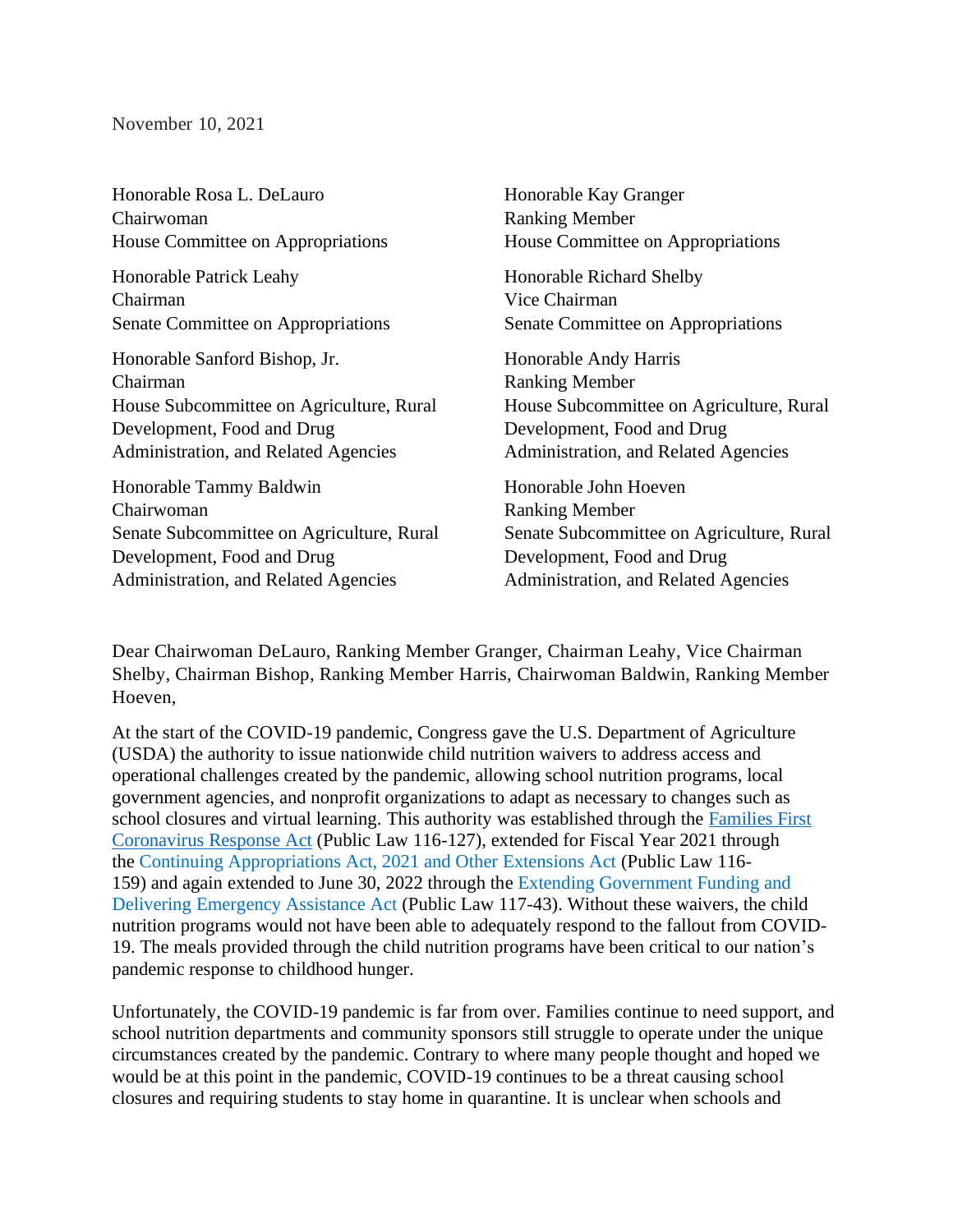November 10, 2021

Honorable Rosa L. DeLauro
Chairwoman
House Committee on Appropriations

Honorable Kay Granger
Ranking Member
House Committee on Appropriations

Honorable Patrick Leahy
Chairman
Senate Committee on Appropriations

Honorable Richard Shelby
Vice Chairman
Senate Committee on Appropriations

Honorable Sanford Bishop, Jr.
Chairman
House Subcommittee on Agriculture, Rural Development, Food and Drug Administration, and Related Agencies

Honorable Andy Harris
Ranking Member
House Subcommittee on Agriculture, Rural Development, Food and Drug Administration, and Related Agencies

Honorable Tammy Baldwin
Chairwoman
Senate Subcommittee on Agriculture, Rural Development, Food and Drug Administration, and Related Agencies

Honorable John Hoeven
Ranking Member
Senate Subcommittee on Agriculture, Rural Development, Food and Drug Administration, and Related Agencies

Dear Chairwoman DeLauro, Ranking Member Granger, Chairman Leahy, Vice Chairman Shelby, Chairman Bishop, Ranking Member Harris, Chairwoman Baldwin, Ranking Member Hoeven,

At the start of the COVID-19 pandemic, Congress gave the U.S. Department of Agriculture (USDA) the authority to issue nationwide child nutrition waivers to address access and operational challenges created by the pandemic, allowing school nutrition programs, local government agencies, and nonprofit organizations to adapt as necessary to changes such as school closures and virtual learning. This authority was established through the Families First Coronavirus Response Act (Public Law 116-127), extended for Fiscal Year 2021 through the Continuing Appropriations Act, 2021 and Other Extensions Act (Public Law 116-159) and again extended to June 30, 2022 through the Extending Government Funding and Delivering Emergency Assistance Act (Public Law 117-43). Without these waivers, the child nutrition programs would not have been able to adequately respond to the fallout from COVID-19. The meals provided through the child nutrition programs have been critical to our nation's pandemic response to childhood hunger.

Unfortunately, the COVID-19 pandemic is far from over. Families continue to need support, and school nutrition departments and community sponsors still struggle to operate under the unique circumstances created by the pandemic. Contrary to where many people thought and hoped we would be at this point in the pandemic, COVID-19 continues to be a threat causing school closures and requiring students to stay home in quarantine. It is unclear when schools and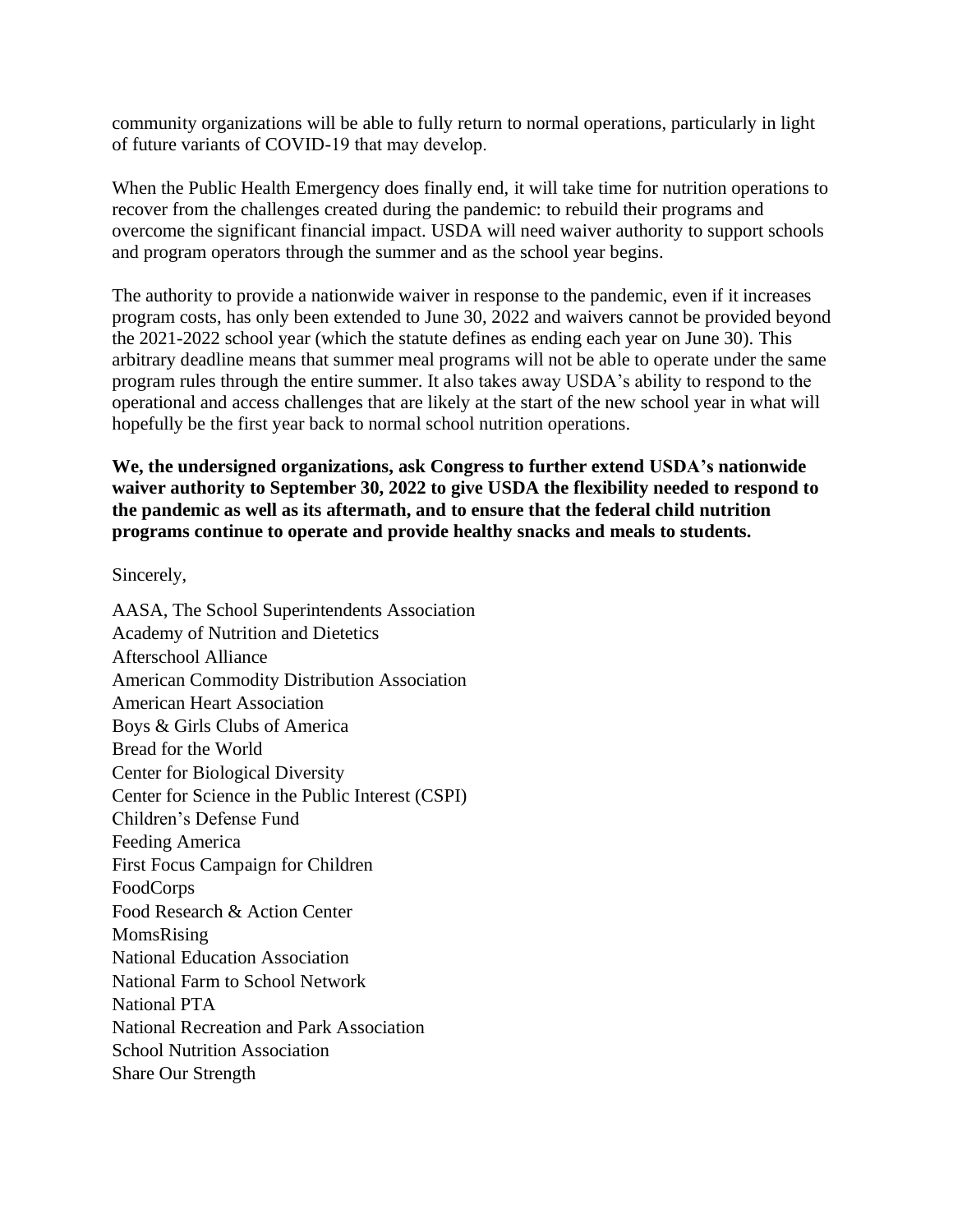community organizations will be able to fully return to normal operations, particularly in light of future variants of COVID-19 that may develop.

When the Public Health Emergency does finally end, it will take time for nutrition operations to recover from the challenges created during the pandemic: to rebuild their programs and overcome the significant financial impact. USDA will need waiver authority to support schools and program operators through the summer and as the school year begins.

The authority to provide a nationwide waiver in response to the pandemic, even if it increases program costs, has only been extended to June 30, 2022 and waivers cannot be provided beyond the 2021-2022 school year (which the statute defines as ending each year on June 30). This arbitrary deadline means that summer meal programs will not be able to operate under the same program rules through the entire summer. It also takes away USDA's ability to respond to the operational and access challenges that are likely at the start of the new school year in what will hopefully be the first year back to normal school nutrition operations.

**We, the undersigned organizations, ask Congress to further extend USDA's nationwide waiver authority to September 30, 2022 to give USDA the flexibility needed to respond to the pandemic as well as its aftermath, and to ensure that the federal child nutrition programs continue to operate and provide healthy snacks and meals to students.**

Sincerely,

AASA, The School Superintendents Association
Academy of Nutrition and Dietetics
Afterschool Alliance
American Commodity Distribution Association
American Heart Association
Boys & Girls Clubs of America
Bread for the World
Center for Biological Diversity
Center for Science in the Public Interest (CSPI)
Children's Defense Fund
Feeding America
First Focus Campaign for Children
FoodCorps
Food Research & Action Center
MomsRising
National Education Association
National Farm to School Network
National PTA
National Recreation and Park Association
School Nutrition Association
Share Our Strength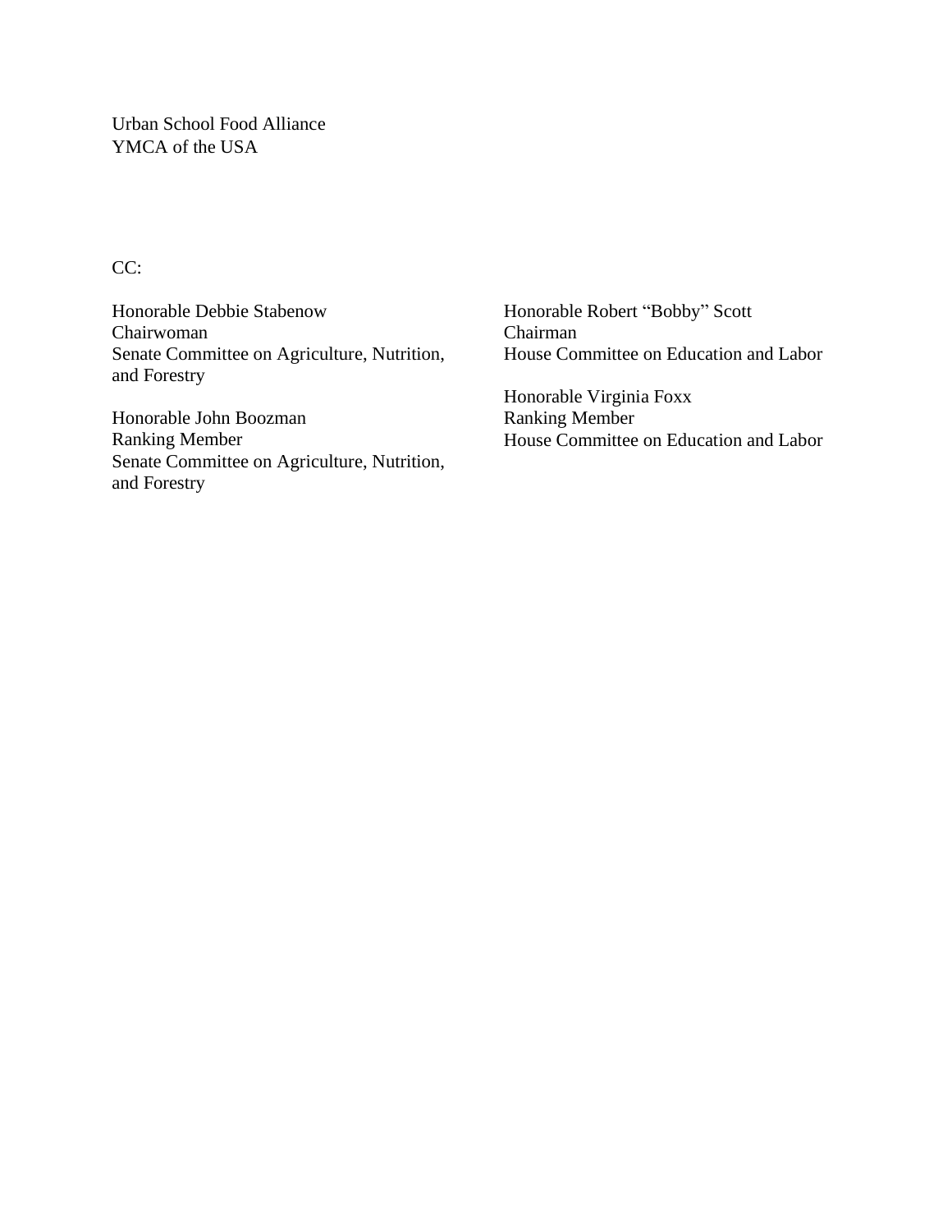Urban School Food Alliance
YMCA of the USA

CC:

Honorable Debbie Stabenow
Chairwoman
Senate Committee on Agriculture, Nutrition, and Forestry

Honorable John Boozman
Ranking Member
Senate Committee on Agriculture, Nutrition, and Forestry

Honorable Robert "Bobby" Scott
Chairman
House Committee on Education and Labor

Honorable Virginia Foxx
Ranking Member
House Committee on Education and Labor